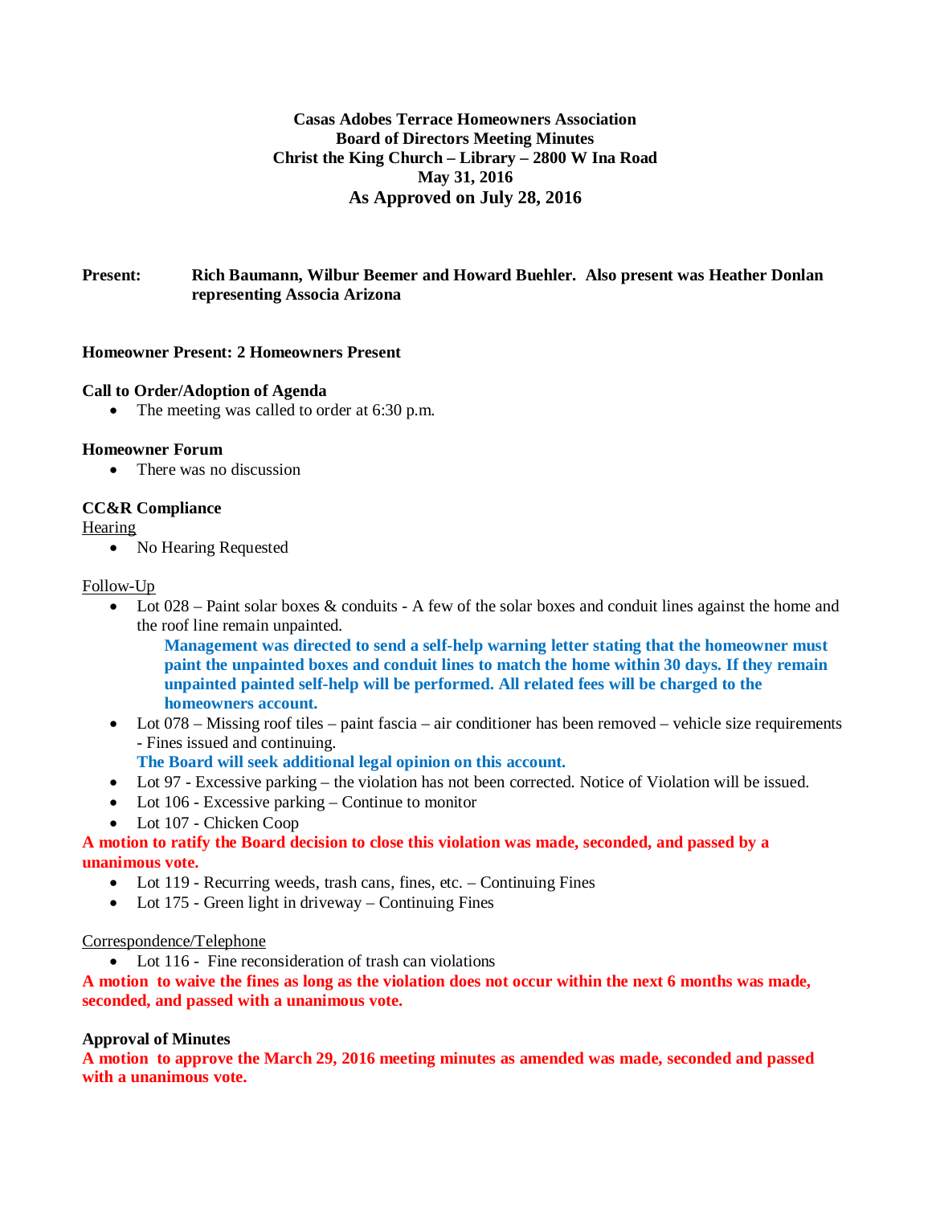**Casas Adobes Terrace Homeowners Association**
**Board of Directors Meeting Minutes**
**Christ the King Church – Library – 2800 W Ina Road**
**May 31, 2016**
**As Approved on July 28, 2016**

**Present:** **Rich Baumann, Wilbur Beemer and Howard Buehler. Also present was Heather Donlan representing Associa Arizona**

**Homeowner Present: 2 Homeowners Present**

**Call to Order/Adoption of Agenda**

- The meeting was called to order at 6:30 p.m.

**Homeowner Forum**

- There was no discussion

**CC&R Compliance**

Hearing

- No Hearing Requested

Follow-Up

- Lot 028 – Paint solar boxes & conduits - A few of the solar boxes and conduit lines against the home and the roof line remain unpainted.
  **Management was directed to send a self-help warning letter stating that the homeowner must paint the unpainted boxes and conduit lines to match the home within 30 days. If they remain unpainted painted self-help will be performed. All related fees will be charged to the homeowners account.**
- Lot 078 – Missing roof tiles – paint fascia – air conditioner has been removed – vehicle size requirements - Fines issued and continuing.
  **The Board will seek additional legal opinion on this account.**
- Lot 97 - Excessive parking – the violation has not been corrected. Notice of Violation will be issued.
- Lot 106 - Excessive parking – Continue to monitor
- Lot 107 - Chicken Coop

**A motion to ratify the Board decision to close this violation was made, seconded, and passed by a unanimous vote.**

- Lot 119 - Recurring weeds, trash cans, fines, etc. – Continuing Fines
- Lot 175 - Green light in driveway – Continuing Fines

Correspondence/Telephone

- Lot 116 - Fine reconsideration of trash can violations

**A motion to waive the fines as long as the violation does not occur within the next 6 months was made, seconded, and passed with a unanimous vote.**

**Approval of Minutes**

**A motion to approve the March 29, 2016 meeting minutes as amended was made, seconded and passed with a unanimous vote.**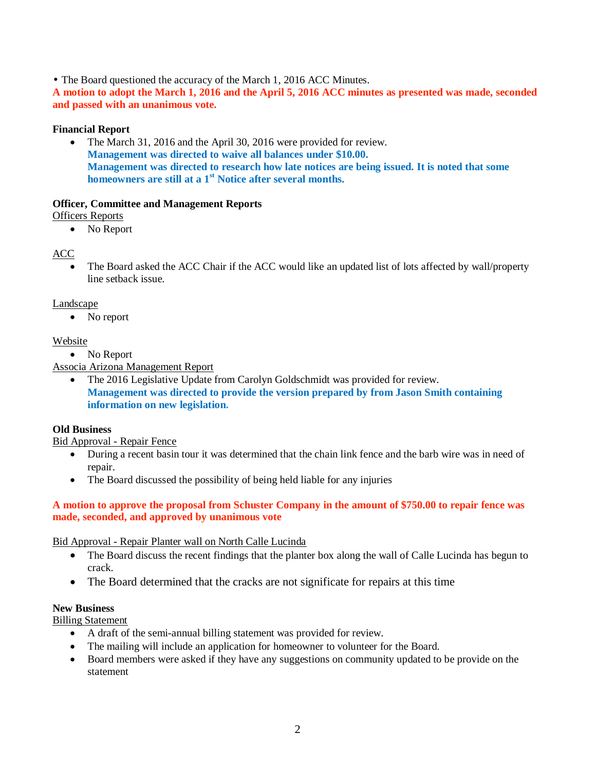- The Board questioned the accuracy of the March 1, 2016 ACC Minutes.

**A motion to adopt the March 1, 2016 and the April 5, 2016 ACC minutes as presented was made, seconded and passed with an unanimous vote.**

**Financial Report**

- The March 31, 2016 and the April 30, 2016 were provided for review.
  **Management was directed to waive all balances under $10.00.**
  **Management was directed to research how late notices are being issued. It is noted that some homeowners are still at a 1st Notice after several months.**

**Officer, Committee and Management Reports**

Officers Reports

- No Report

ACC

- The Board asked the ACC Chair if the ACC would like an updated list of lots affected by wall/property line setback issue.

Landscape

- No report

Website

- No Report

Associa Arizona Management Report

- The 2016 Legislative Update from Carolyn Goldschmidt was provided for review.
  **Management was directed to provide the version prepared by from Jason Smith containing information on new legislation.**

**Old Business**

Bid Approval - Repair Fence

- During a recent basin tour it was determined that the chain link fence and the barb wire was in need of repair.
- The Board discussed the possibility of being held liable for any injuries

**A motion to approve the proposal from Schuster Company in the amount of $750.00 to repair fence was made, seconded, and approved by unanimous vote**

Bid Approval - Repair Planter wall on North Calle Lucinda

- The Board discuss the recent findings that the planter box along the wall of Calle Lucinda has begun to crack.
- The Board determined that the cracks are not significate for repairs at this time

**New Business**

Billing Statement

- A draft of the semi-annual billing statement was provided for review.
- The mailing will include an application for homeowner to volunteer for the Board.
- Board members were asked if they have any suggestions on community updated to be provide on the statement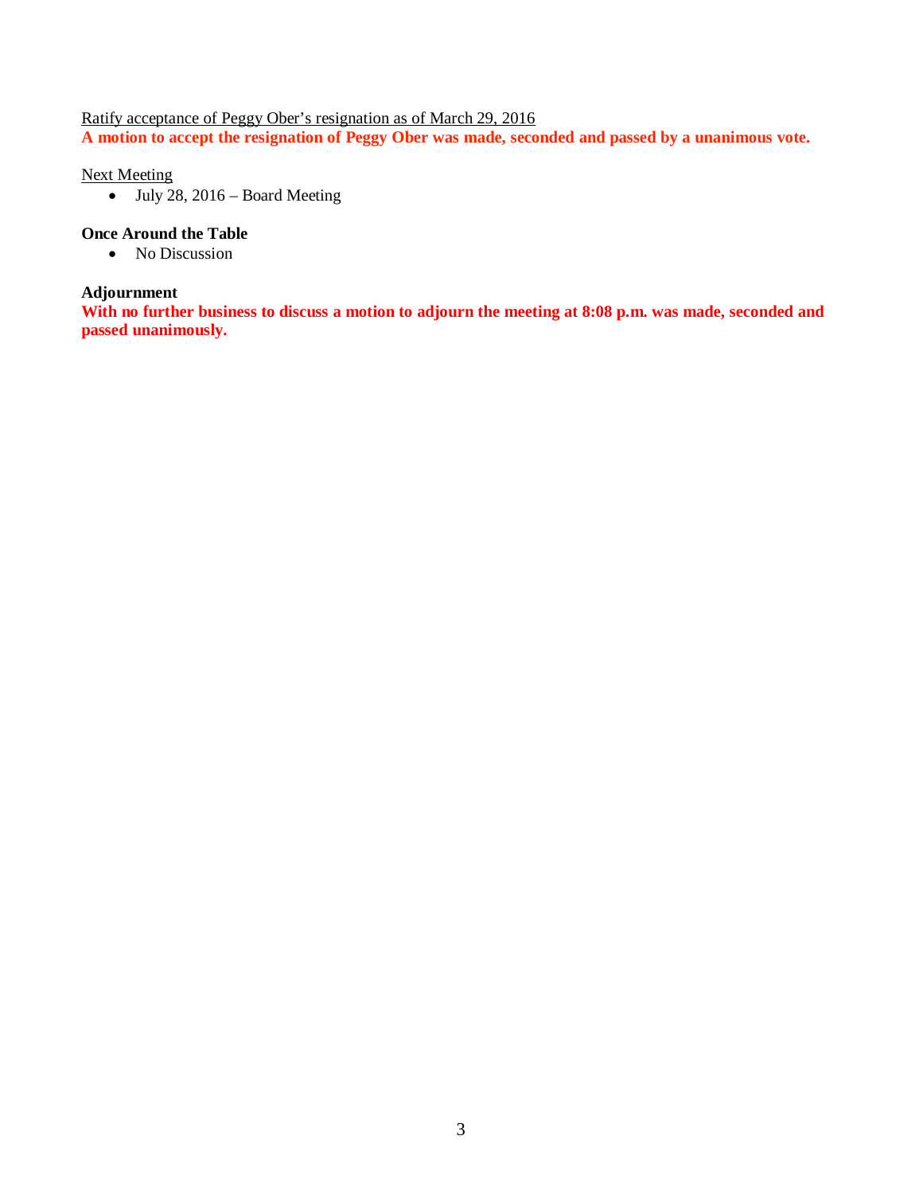Ratify acceptance of Peggy Ober's resignation as of March 29, 2016

**A motion to accept the resignation of Peggy Ober was made, seconded and passed by a unanimous vote.**

Next Meeting

- July 28, 2016 – Board Meeting

**Once Around the Table**

- No Discussion

**Adjournment**

**With no further business to discuss a motion to adjourn the meeting at 8:08 p.m. was made, seconded and passed unanimously.**